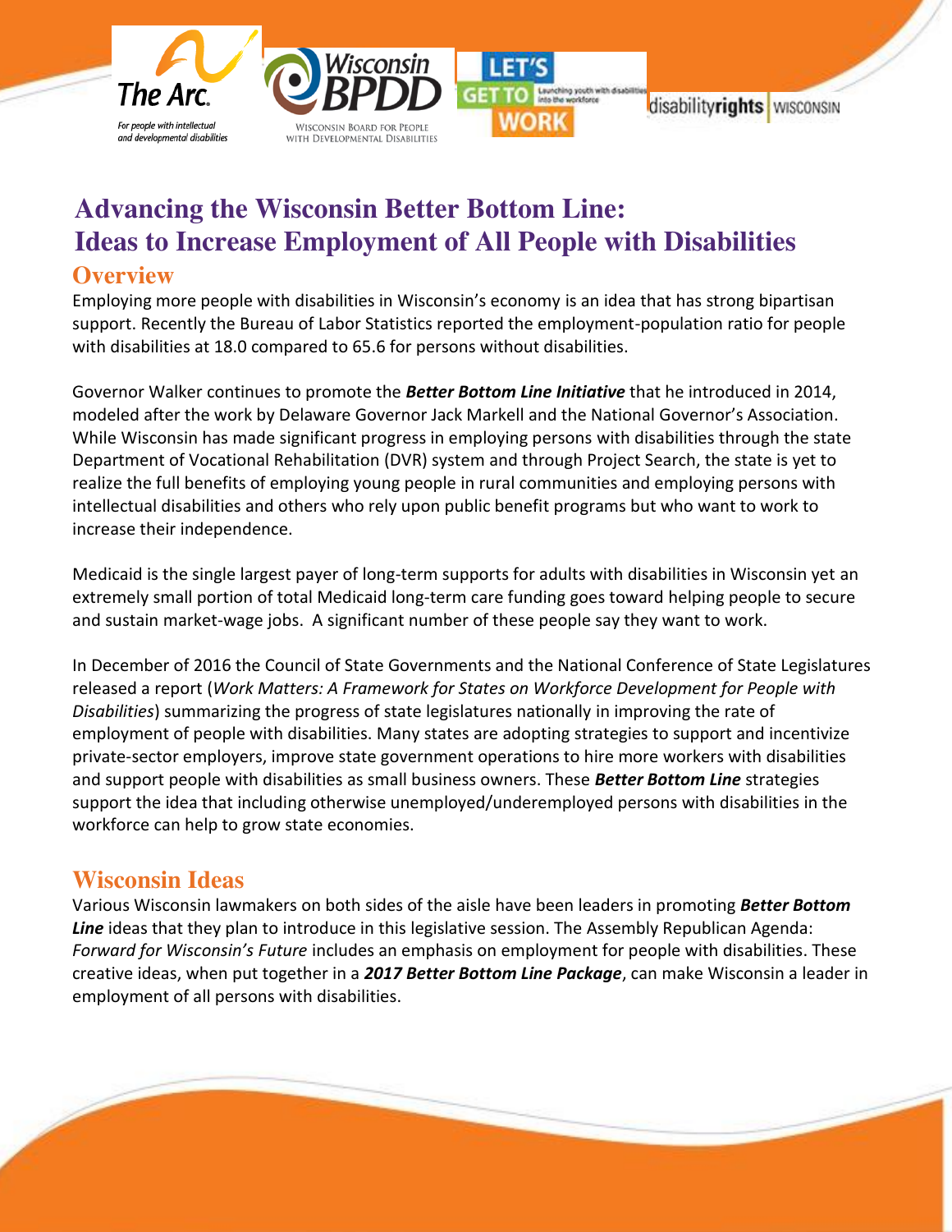# Advancing the Wisconsin Better Bottom Line: Ideas to Increase Employment of All People with Disabilities

## Overview

Employing more people with disabilities in Wisconsin's economy is an idea that has strong bipartisan support. Recently the Bureau of Labor Statistics reported the employment-population ratio for people with disabilities at 18.0 compared to 65.6 for persons without disabilities.

Governor Walker continues to promote the ***Better Bottom Line Initiative*** that he introduced in 2014, modeled after the work by Delaware Governor Jack Markell and the National Governor's Association. While Wisconsin has made significant progress in employing persons with disabilities through the state Department of Vocational Rehabilitation (DVR) system and through Project Search, the state is yet to realize the full benefits of employing young people in rural communities and employing persons with intellectual disabilities and others who rely upon public benefit programs but who want to work to increase their independence.

Medicaid is the single largest payer of long-term supports for adults with disabilities in Wisconsin yet an extremely small portion of total Medicaid long-term care funding goes toward helping people to secure and sustain market-wage jobs. A significant number of these people say they want to work.

In December of 2016 the Council of State Governments and the National Conference of State Legislatures released a report (*Work Matters: A Framework for States on Workforce Development for People with Disabilities*) summarizing the progress of state legislatures nationally in improving the rate of employment of people with disabilities. Many states are adopting strategies to support and incentivize private-sector employers, improve state government operations to hire more workers with disabilities and support people with disabilities as small business owners. These ***Better Bottom Line*** strategies support the idea that including otherwise unemployed/underemployed persons with disabilities in the workforce can help to grow state economies.

## Wisconsin Ideas

Various Wisconsin lawmakers on both sides of the aisle have been leaders in promoting ***Better Bottom Line*** ideas that they plan to introduce in this legislative session. The Assembly Republican Agenda: *Forward for Wisconsin's Future* includes an emphasis on employment for people with disabilities. These creative ideas, when put together in a ***2017 Better Bottom Line Package***, can make Wisconsin a leader in employment of all persons with disabilities.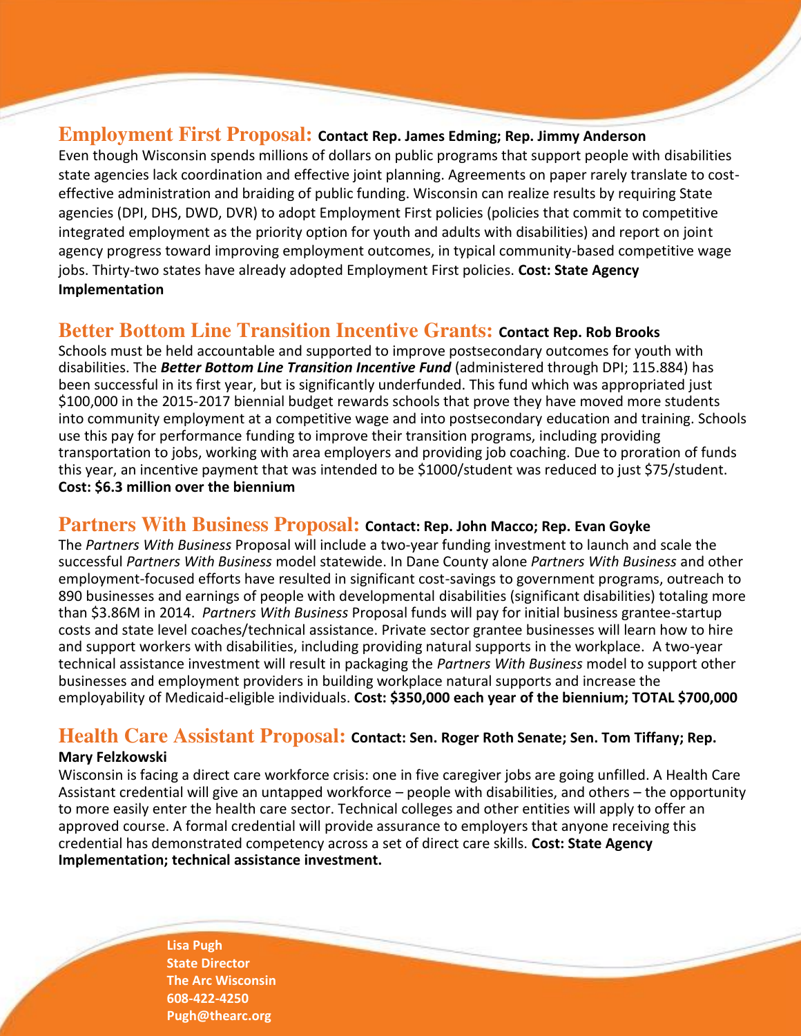## Employment First Proposal: **Contact Rep. James Edming; Rep. Jimmy Anderson**

Even though Wisconsin spends millions of dollars on public programs that support people with disabilities state agencies lack coordination and effective joint planning. Agreements on paper rarely translate to cost-effective administration and braiding of public funding. Wisconsin can realize results by requiring State agencies (DPI, DHS, DWD, DVR) to adopt Employment First policies (policies that commit to competitive integrated employment as the priority option for youth and adults with disabilities) and report on joint agency progress toward improving employment outcomes, in typical community-based competitive wage jobs. Thirty-two states have already adopted Employment First policies. **Cost: State Agency Implementation**

## Better Bottom Line Transition Incentive Grants: **Contact Rep. Rob Brooks**

Schools must be held accountable and supported to improve postsecondary outcomes for youth with disabilities. The ***Better Bottom Line Transition Incentive Fund*** (administered through DPI; 115.884) has been successful in its first year, but is significantly underfunded. This fund which was appropriated just $100,000 in the 2015-2017 biennial budget rewards schools that prove they have moved more students into community employment at a competitive wage and into postsecondary education and training. Schools use this pay for performance funding to improve their transition programs, including providing transportation to jobs, working with area employers and providing job coaching. Due to proration of funds this year, an incentive payment that was intended to be $1000/student was reduced to just $75/student. **Cost: $6.3 million over the biennium**

## Partners With Business Proposal: **Contact: Rep. John Macco; Rep. Evan Goyke**

The *Partners With Business* Proposal will include a two-year funding investment to launch and scale the successful *Partners With Business* model statewide. In Dane County alone *Partners With Business* and other employment-focused efforts have resulted in significant cost-savings to government programs, outreach to 890 businesses and earnings of people with developmental disabilities (significant disabilities) totaling more than $3.86M in 2014. *Partners With Business* Proposal funds will pay for initial business grantee-startup costs and state level coaches/technical assistance. Private sector grantee businesses will learn how to hire and support workers with disabilities, including providing natural supports in the workplace. A two-year technical assistance investment will result in packaging the *Partners With Business* model to support other businesses and employment providers in building workplace natural supports and increase the employability of Medicaid-eligible individuals. **Cost: $350,000 each year of the biennium; TOTAL $700,000**

## Health Care Assistant Proposal: **Contact: Sen. Roger Roth Senate; Sen. Tom Tiffany; Rep. Mary Felzkowski**

Wisconsin is facing a direct care workforce crisis: one in five caregiver jobs are going unfilled. A Health Care Assistant credential will give an untapped workforce – people with disabilities, and others – the opportunity to more easily enter the health care sector. Technical colleges and other entities will apply to offer an approved course. A formal credential will provide assurance to employers that anyone receiving this credential has demonstrated competency across a set of direct care skills. **Cost: State Agency Implementation; technical assistance investment.**

**Lisa Pugh**
**State Director**
**The Arc Wisconsin**
**608-422-4250**
**Pugh@thearc.org**